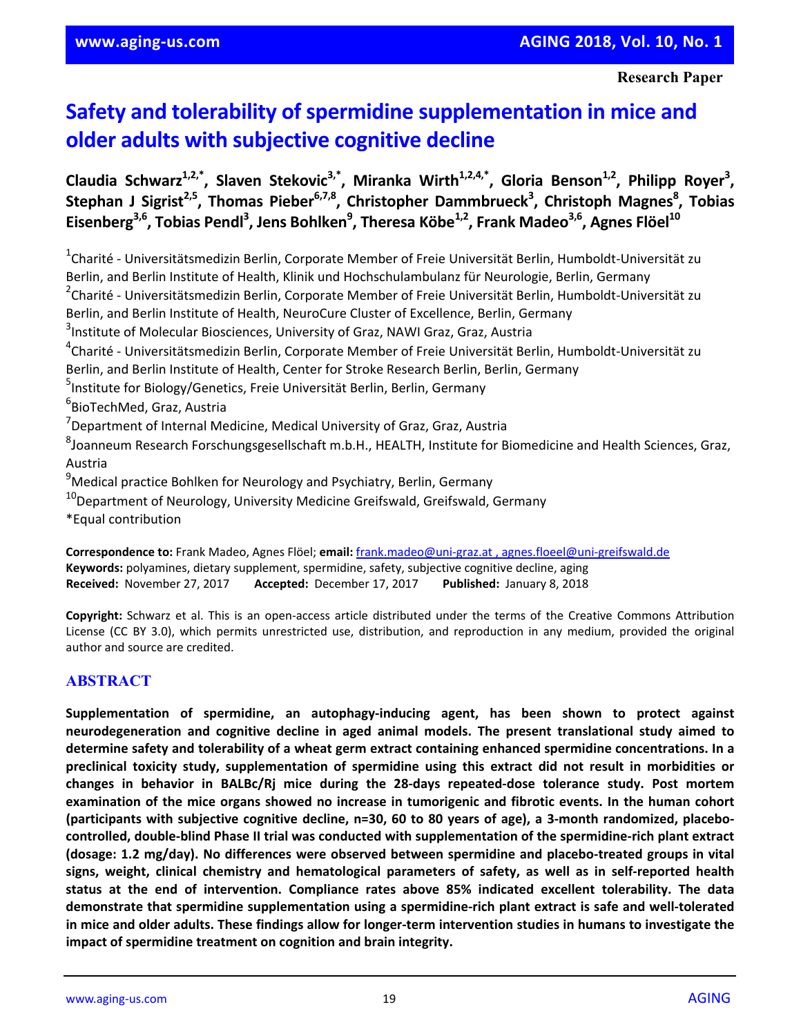Research Paper

# Safety and tolerability of spermidine supplementation in mice and older adults with subjective cognitive decline

**Claudia Schwarz[1,2,*], Slaven Stekovic[3,*], Miranka Wirth[1,2,4,*], Gloria Benson[1,2], Philipp Royer[3], Stephan J Sigrist[2,5], Thomas Pieber[6,7,8], Christopher Dammbrueck[3], Christoph Magnes[8], Tobias Eisenberg[3,6], Tobias Pendl[3], Jens Bohlken[9], Theresa Köbe[1,2], Frank Madeo[3,6], Agnes Flöel[10]**

[1]Charité - Universitätsmedizin Berlin, Corporate Member of Freie Universität Berlin, Humboldt-Universität zu Berlin, and Berlin Institute of Health, Klinik und Hochschulambulanz für Neurologie, Berlin, Germany
[2]Charité - Universitätsmedizin Berlin, Corporate Member of Freie Universität Berlin, Humboldt-Universität zu Berlin, and Berlin Institute of Health, NeuroCure Cluster of Excellence, Berlin, Germany
[3]Institute of Molecular Biosciences, University of Graz, NAWI Graz, Graz, Austria
[4]Charité - Universitätsmedizin Berlin, Corporate Member of Freie Universität Berlin, Humboldt-Universität zu Berlin, and Berlin Institute of Health, Center for Stroke Research Berlin, Berlin, Germany
[5]Institute for Biology/Genetics, Freie Universität Berlin, Berlin, Germany
[6]BioTechMed, Graz, Austria
[7]Department of Internal Medicine, Medical University of Graz, Graz, Austria
[8]Joanneum Research Forschungsgesellschaft m.b.H., HEALTH, Institute for Biomedicine and Health Sciences, Graz, Austria
[9]Medical practice Bohlken for Neurology and Psychiatry, Berlin, Germany
[10]Department of Neurology, University Medicine Greifswald, Greifswald, Germany
*Equal contribution

**Correspondence to:** Frank Madeo, Agnes Flöel; **email:** frank.madeo@uni-graz.at , agnes.floeel@uni-greifswald.de
**Keywords:** polyamines, dietary supplement, spermidine, safety, subjective cognitive decline, aging
**Received:** November 27, 2017 **Accepted:** December 17, 2017 **Published:** January 8, 2018

**Copyright:** Schwarz et al. This is an open-access article distributed under the terms of the Creative Commons Attribution License (CC BY 3.0), which permits unrestricted use, distribution, and reproduction in any medium, provided the original author and source are credited.

## ABSTRACT

**Supplementation of spermidine, an autophagy-inducing agent, has been shown to protect against neurodegeneration and cognitive decline in aged animal models. The present translational study aimed to determine safety and tolerability of a wheat germ extract containing enhanced spermidine concentrations. In a preclinical toxicity study, supplementation of spermidine using this extract did not result in morbidities or changes in behavior in BALBc/Rj mice during the 28-days repeated-dose tolerance study. Post mortem examination of the mice organs showed no increase in tumorigenic and fibrotic events. In the human cohort (participants with subjective cognitive decline, n=30, 60 to 80 years of age), a 3-month randomized, placebo-controlled, double-blind Phase II trial was conducted with supplementation of the spermidine-rich plant extract (dosage: 1.2 mg/day). No differences were observed between spermidine and placebo-treated groups in vital signs, weight, clinical chemistry and hematological parameters of safety, as well as in self-reported health status at the end of intervention. Compliance rates above 85% indicated excellent tolerability. The data demonstrate that spermidine supplementation using a spermidine-rich plant extract is safe and well-tolerated in mice and older adults. These findings allow for longer-term intervention studies in humans to investigate the impact of spermidine treatment on cognition and brain integrity.**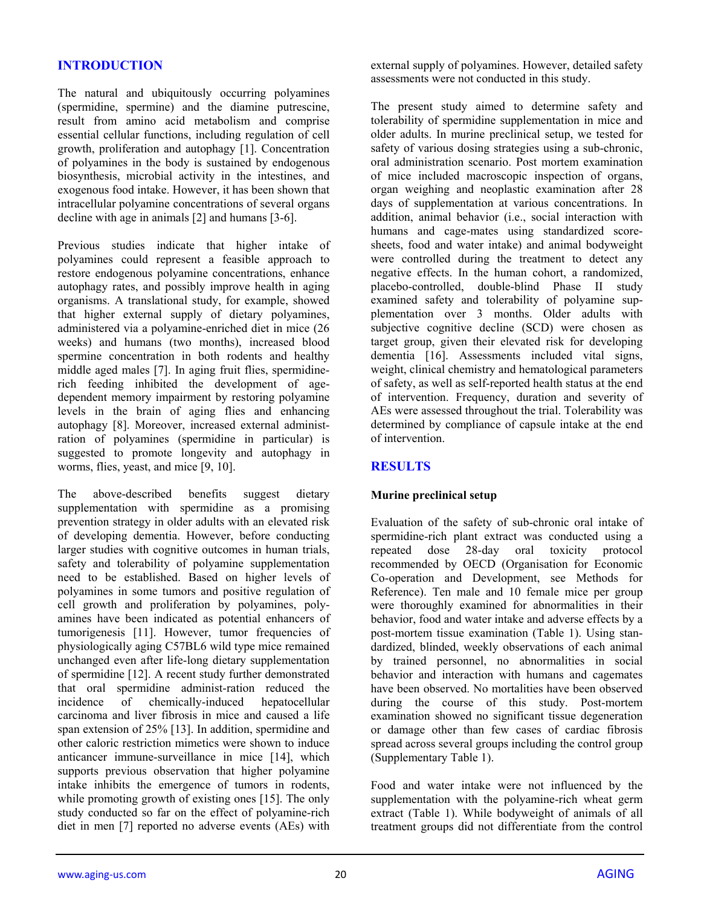## INTRODUCTION

The natural and ubiquitously occurring polyamines (spermidine, spermine) and the diamine putrescine, result from amino acid metabolism and comprise essential cellular functions, including regulation of cell growth, proliferation and autophagy [1]. Concentration of polyamines in the body is sustained by endogenous biosynthesis, microbial activity in the intestines, and exogenous food intake. However, it has been shown that intracellular polyamine concentrations of several organs decline with age in animals [2] and humans [3-6].

Previous studies indicate that higher intake of polyamines could represent a feasible approach to restore endogenous polyamine concentrations, enhance autophagy rates, and possibly improve health in aging organisms. A translational study, for example, showed that higher external supply of dietary polyamines, administered via a polyamine-enriched diet in mice (26 weeks) and humans (two months), increased blood spermine concentration in both rodents and healthy middle aged males [7]. In aging fruit flies, spermidine-rich feeding inhibited the development of age-dependent memory impairment by restoring polyamine levels in the brain of aging flies and enhancing autophagy [8]. Moreover, increased external administration of polyamines (spermidine in particular) is suggested to promote longevity and autophagy in worms, flies, yeast, and mice [9, 10].

The above-described benefits suggest dietary supplementation with spermidine as a promising prevention strategy in older adults with an elevated risk of developing dementia. However, before conducting larger studies with cognitive outcomes in human trials, safety and tolerability of polyamine supplementation need to be established. Based on higher levels of polyamines in some tumors and positive regulation of cell growth and proliferation by polyamines, polyamines have been indicated as potential enhancers of tumorigenesis [11]. However, tumor frequencies of physiologically aging C57BL6 wild type mice remained unchanged even after life-long dietary supplementation of spermidine [12]. A recent study further demonstrated that oral spermidine administration reduced the incidence of chemically-induced hepatocellular carcinoma and liver fibrosis in mice and caused a life span extension of 25% [13]. In addition, spermidine and other caloric restriction mimetics were shown to induce anticancer immune-surveillance in mice [14], which supports previous observation that higher polyamine intake inhibits the emergence of tumors in rodents, while promoting growth of existing ones [15]. The only study conducted so far on the effect of polyamine-rich diet in men [7] reported no adverse events (AEs) with external supply of polyamines. However, detailed safety assessments were not conducted in this study.

The present study aimed to determine safety and tolerability of spermidine supplementation in mice and older adults. In murine preclinical setup, we tested for safety of various dosing strategies using a sub-chronic, oral administration scenario. Post mortem examination of mice included macroscopic inspection of organs, organ weighing and neoplastic examination after 28 days of supplementation at various concentrations. In addition, animal behavior (i.e., social interaction with humans and cage-mates using standardized score-sheets, food and water intake) and animal bodyweight were controlled during the treatment to detect any negative effects. In the human cohort, a randomized, placebo-controlled, double-blind Phase II study examined safety and tolerability of polyamine supplementation over 3 months. Older adults with subjective cognitive decline (SCD) were chosen as target group, given their elevated risk for developing dementia [16]. Assessments included vital signs, weight, clinical chemistry and hematological parameters of safety, as well as self-reported health status at the end of intervention. Frequency, duration and severity of AEs were assessed throughout the trial. Tolerability was determined by compliance of capsule intake at the end of intervention.

## RESULTS

### Murine preclinical setup

Evaluation of the safety of sub-chronic oral intake of spermidine-rich plant extract was conducted using a repeated dose 28-day oral toxicity protocol recommended by OECD (Organisation for Economic Co-operation and Development, see Methods for Reference). Ten male and 10 female mice per group were thoroughly examined for abnormalities in their behavior, food and water intake and adverse effects by a post-mortem tissue examination (Table 1). Using standardized, blinded, weekly observations of each animal by trained personnel, no abnormalities in social behavior and interaction with humans and cagemates have been observed. No mortalities have been observed during the course of this study. Post-mortem examination showed no significant tissue degeneration or damage other than few cases of cardiac fibrosis spread across several groups including the control group (Supplementary Table 1).

Food and water intake were not influenced by the supplementation with the polyamine-rich wheat germ extract (Table 1). While bodyweight of animals of all treatment groups did not differentiate from the control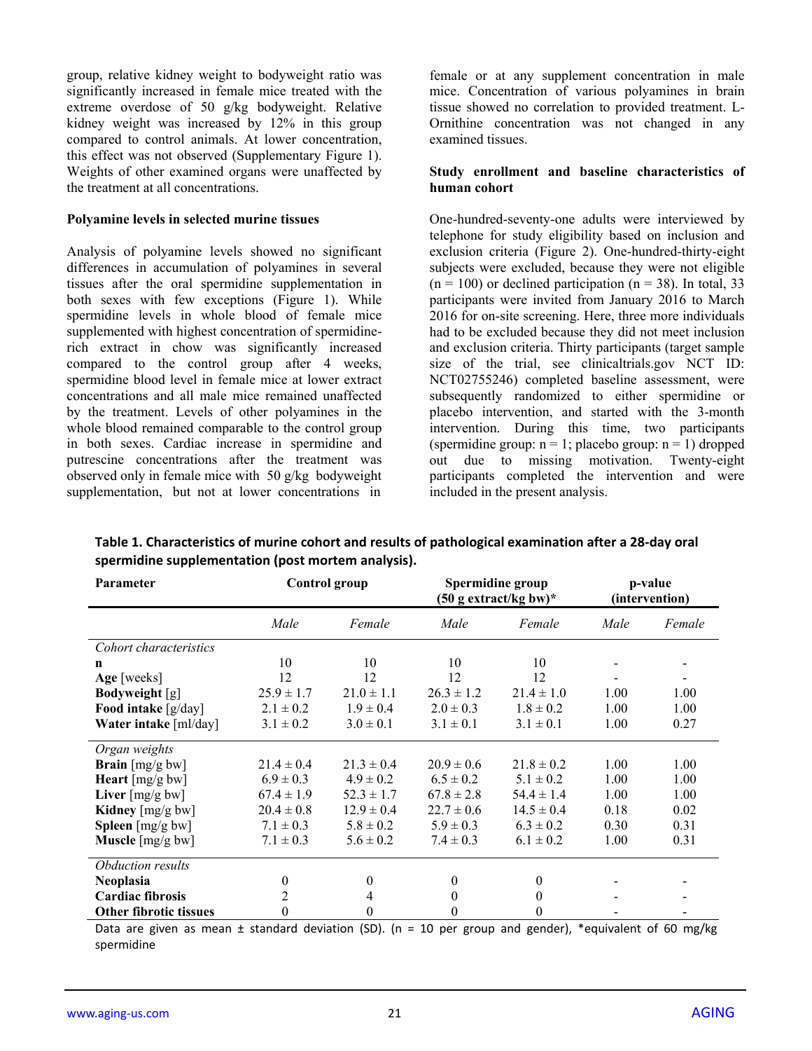group, relative kidney weight to bodyweight ratio was significantly increased in female mice treated with the extreme overdose of 50 g/kg bodyweight. Relative kidney weight was increased by 12% in this group compared to control animals. At lower concentration, this effect was not observed (Supplementary Figure 1). Weights of other examined organs were unaffected by the treatment at all concentrations.

### Polyamine levels in selected murine tissues

Analysis of polyamine levels showed no significant differences in accumulation of polyamines in several tissues after the oral spermidine supplementation in both sexes with few exceptions (Figure 1). While spermidine levels in whole blood of female mice supplemented with highest concentration of spermidine-rich extract in chow was significantly increased compared to the control group after 4 weeks, spermidine blood level in female mice at lower extract concentrations and all male mice remained unaffected by the treatment. Levels of other polyamines in the whole blood remained comparable to the control group in both sexes. Cardiac increase in spermidine and putrescine concentrations after the treatment was observed only in female mice with 50 g/kg bodyweight supplementation, but not at lower concentrations in female or at any supplement concentration in male mice. Concentration of various polyamines in brain tissue showed no correlation to provided treatment. L-Ornithine concentration was not changed in any examined tissues.

### Study enrollment and baseline characteristics of human cohort

One-hundred-seventy-one adults were interviewed by telephone for study eligibility based on inclusion and exclusion criteria (Figure 2). One-hundred-thirty-eight subjects were excluded, because they were not eligible (n = 100) or declined participation (n = 38). In total, 33 participants were invited from January 2016 to March 2016 for on-site screening. Here, three more individuals had to be excluded because they did not meet inclusion and exclusion criteria. Thirty participants (target sample size of the trial, see clinicaltrials.gov NCT ID: NCT02755246) completed baseline assessment, were subsequently randomized to either spermidine or placebo intervention, and started with the 3-month intervention. During this time, two participants (spermidine group: n = 1; placebo group: n = 1) dropped out due to missing motivation. Twenty-eight participants completed the intervention and were included in the present analysis.

**Table 1. Characteristics of murine cohort and results of pathological examination after a 28-day oral spermidine supplementation (post mortem analysis).**

| Parameter | Control group | | Spermidine group (50 g extract/kg bw)* | | p-value (intervention) | |
|---|---|---|---|---|---|---|
| | *Male* | *Female* | *Male* | *Female* | *Male* | *Female* |
| *Cohort characteristics* | | | | | | |
| **n** | 10 | 10 | 10 | 10 | - | - |
| **Age** [weeks] | 12 | 12 | 12 | 12 | - | - |
| **Bodyweight** [g] | 25.9 ± 1.7 | 21.0 ± 1.1 | 26.3 ± 1.2 | 21.4 ± 1.0 | 1.00 | 1.00 |
| **Food intake** [g/day] | 2.1 ± 0.2 | 1.9 ± 0.4 | 2.0 ± 0.3 | 1.8 ± 0.2 | 1.00 | 1.00 |
| **Water intake** [ml/day] | 3.1 ± 0.2 | 3.0 ± 0.1 | 3.1 ± 0.1 | 3.1 ± 0.1 | 1.00 | 0.27 |
| *Organ weights* | | | | | | |
| **Brain** [mg/g bw] | 21.4 ± 0.4 | 21.3 ± 0.4 | 20.9 ± 0.6 | 21.8 ± 0.2 | 1.00 | 1.00 |
| **Heart** [mg/g bw] | 6.9 ± 0.3 | 4.9 ± 0.2 | 6.5 ± 0.2 | 5.1 ± 0.2 | 1.00 | 1.00 |
| **Liver** [mg/g bw] | 67.4 ± 1.9 | 52.3 ± 1.7 | 67.8 ± 2.8 | 54.4 ± 1.4 | 1.00 | 1.00 |
| **Kidney** [mg/g bw] | 20.4 ± 0.8 | 12.9 ± 0.4 | 22.7 ± 0.6 | 14.5 ± 0.4 | 0.18 | 0.02 |
| **Spleen** [mg/g bw] | 7.1 ± 0.3 | 5.8 ± 0.2 | 5.9 ± 0.3 | 6.3 ± 0.2 | 0.30 | 0.31 |
| **Muscle** [mg/g bw] | 7.1 ± 0.3 | 5.6 ± 0.2 | 7.4 ± 0.3 | 6.1 ± 0.2 | 1.00 | 0.31 |
| *Obduction results* | | | | | | |
| **Neoplasia** | 0 | 0 | 0 | 0 | - | - |
| **Cardiac fibrosis** | 2 | 4 | 0 | 0 | - | - |
| **Other fibrotic tissues** | 0 | 0 | 0 | 0 | - | - |

Data are given as mean ± standard deviation (SD). (n = 10 per group and gender), *equivalent of 60 mg/kg spermidine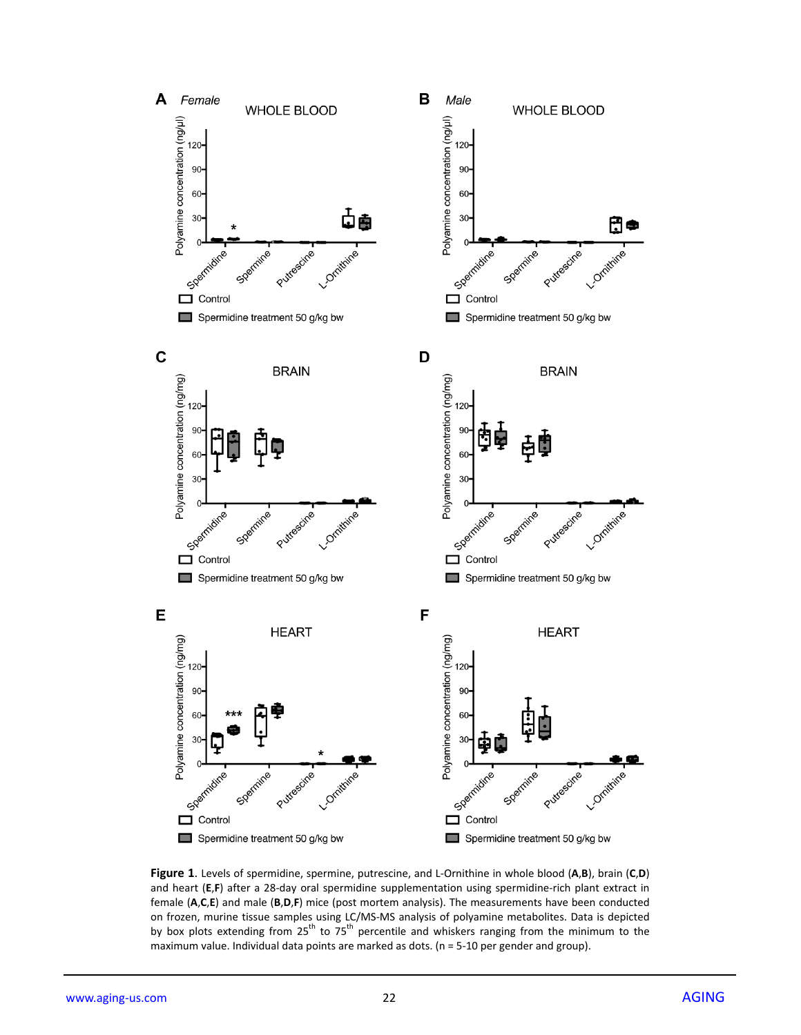Figure 1. Levels of spermidine, spermine, putrescine, and L-Ornithine in whole blood (A,B), brain (C,D) and heart (E,F) after a 28-day oral spermidine supplementation using spermidine-rich plant extract in female (A,C,E) and male (B,D,F) mice (post mortem analysis). The measurements have been conducted on frozen, murine tissue samples using LC/MS-MS analysis of polyamine metabolites. Data is depicted by box plots extending from 25th to 75th percentile and whiskers ranging from the minimum to the maximum value. Individual data points are marked as dots. (n = 5-10 per gender and group).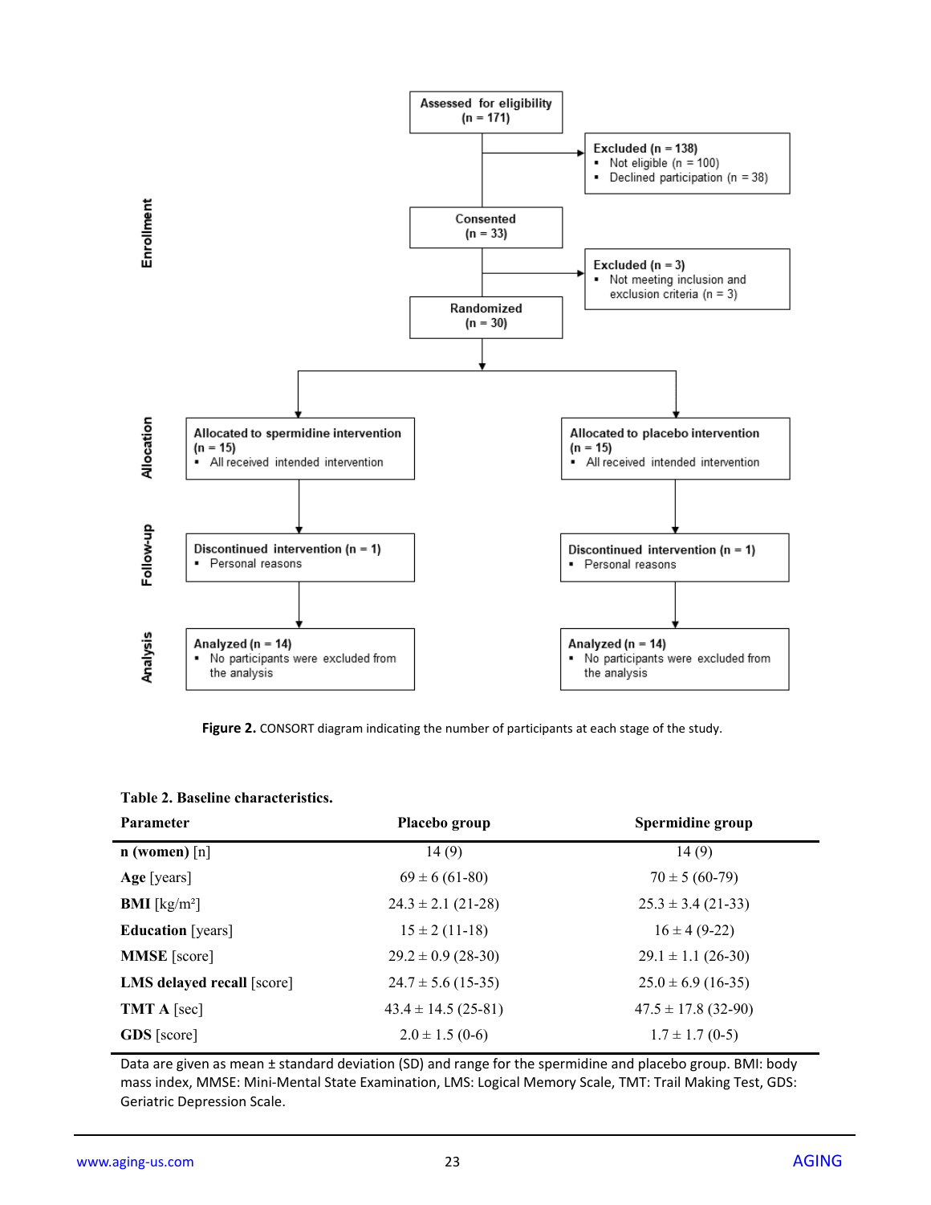**Enrollment**

Assessed for eligibility (n = 171)

Excluded (n = 138)
- Not eligible (n = 100)
- Declined participation (n = 38)

Consented (n = 33)

Excluded (n = 3)
- Not meeting inclusion and exclusion criteria (n = 3)

Randomized (n = 30)

**Allocation**

| Allocated to spermidine intervention (n = 15) | Allocated to placebo intervention (n = 15) |
|---|---|
| All received intended intervention | All received intended intervention |

**Follow-up**

| Discontinued intervention (n = 1) | Discontinued intervention (n = 1) |
|---|---|
| Personal reasons | Personal reasons |

**Analysis**

| Analyzed (n = 14) | Analyzed (n = 14) |
|---|---|
| No participants were excluded from the analysis | No participants were excluded from the analysis |

**Figure 2.** CONSORT diagram indicating the number of participants at each stage of the study.

**Table 2. Baseline characteristics.**

| Parameter | Placebo group | Spermidine group |
|---|---|---|
| **n (women)** [n] | 14 (9) | 14 (9) |
| **Age** [years] | 69 ± 6 (61-80) | 70 ± 5 (60-79) |
| **BMI** [kg/m²] | 24.3 ± 2.1 (21-28) | 25.3 ± 3.4 (21-33) |
| **Education** [years] | 15 ± 2 (11-18) | 16 ± 4 (9-22) |
| **MMSE** [score] | 29.2 ± 0.9 (28-30) | 29.1 ± 1.1 (26-30) |
| **LMS delayed recall** [score] | 24.7 ± 5.6 (15-35) | 25.0 ± 6.9 (16-35) |
| **TMT A** [sec] | 43.4 ± 14.5 (25-81) | 47.5 ± 17.8 (32-90) |
| **GDS** [score] | 2.0 ± 1.5 (0-6) | 1.7 ± 1.7 (0-5) |

Data are given as mean ± standard deviation (SD) and range for the spermidine and placebo group. BMI: body mass index, MMSE: Mini-Mental State Examination, LMS: Logical Memory Scale, TMT: Trail Making Test, GDS: Geriatric Depression Scale.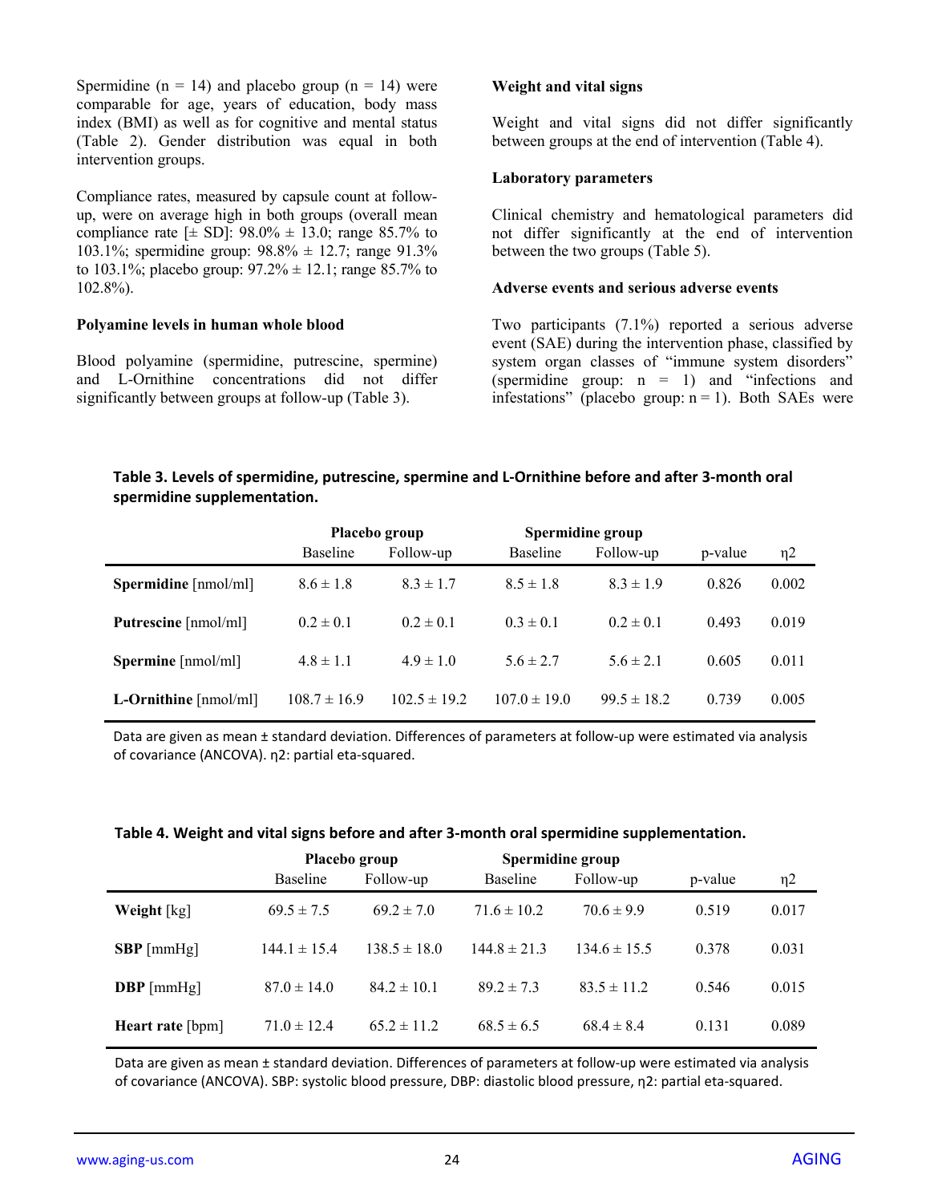Spermidine (n = 14) and placebo group (n = 14) were comparable for age, years of education, body mass index (BMI) as well as for cognitive and mental status (Table 2). Gender distribution was equal in both intervention groups.

Compliance rates, measured by capsule count at follow-up, were on average high in both groups (overall mean compliance rate [± SD]: 98.0% ± 13.0; range 85.7% to 103.1%; spermidine group: 98.8% ± 12.7; range 91.3% to 103.1%; placebo group: 97.2% ± 12.1; range 85.7% to 102.8%).

### Polyamine levels in human whole blood

Blood polyamine (spermidine, putrescine, spermine) and L-Ornithine concentrations did not differ significantly between groups at follow-up (Table 3).

### Weight and vital signs

Weight and vital signs did not differ significantly between groups at the end of intervention (Table 4).

### Laboratory parameters

Clinical chemistry and hematological parameters did not differ significantly at the end of intervention between the two groups (Table 5).

### Adverse events and serious adverse events

Two participants (7.1%) reported a serious adverse event (SAE) during the intervention phase, classified by system organ classes of "immune system disorders" (spermidine group: n = 1) and "infections and infestations" (placebo group: n = 1). Both SAEs were

**Table 3. Levels of spermidine, putrescine, spermine and L-Ornithine before and after 3-month oral spermidine supplementation.**

| | Placebo group | | Spermidine group | | | |
|---|---|---|---|---|---|---|
| | Baseline | Follow-up | Baseline | Follow-up | p-value | η2 |
| **Spermidine** [nmol/ml] | 8.6 ± 1.8 | 8.3 ± 1.7 | 8.5 ± 1.8 | 8.3 ± 1.9 | 0.826 | 0.002 |
| **Putrescine** [nmol/ml] | 0.2 ± 0.1 | 0.2 ± 0.1 | 0.3 ± 0.1 | 0.2 ± 0.1 | 0.493 | 0.019 |
| **Spermine** [nmol/ml] | 4.8 ± 1.1 | 4.9 ± 1.0 | 5.6 ± 2.7 | 5.6 ± 2.1 | 0.605 | 0.011 |
| **L-Ornithine** [nmol/ml] | 108.7 ± 16.9 | 102.5 ± 19.2 | 107.0 ± 19.0 | 99.5 ± 18.2 | 0.739 | 0.005 |

Data are given as mean ± standard deviation. Differences of parameters at follow-up were estimated via analysis of covariance (ANCOVA). η2: partial eta-squared.

**Table 4. Weight and vital signs before and after 3-month oral spermidine supplementation.**

| | Placebo group | | Spermidine group | | | |
|---|---|---|---|---|---|---|
| | Baseline | Follow-up | Baseline | Follow-up | p-value | η2 |
| **Weight** [kg] | 69.5 ± 7.5 | 69.2 ± 7.0 | 71.6 ± 10.2 | 70.6 ± 9.9 | 0.519 | 0.017 |
| **SBP** [mmHg] | 144.1 ± 15.4 | 138.5 ± 18.0 | 144.8 ± 21.3 | 134.6 ± 15.5 | 0.378 | 0.031 |
| **DBP** [mmHg] | 87.0 ± 14.0 | 84.2 ± 10.1 | 89.2 ± 7.3 | 83.5 ± 11.2 | 0.546 | 0.015 |
| **Heart rate** [bpm] | 71.0 ± 12.4 | 65.2 ± 11.2 | 68.5 ± 6.5 | 68.4 ± 8.4 | 0.131 | 0.089 |

Data are given as mean ± standard deviation. Differences of parameters at follow-up were estimated via analysis of covariance (ANCOVA). SBP: systolic blood pressure, DBP: diastolic blood pressure, η2: partial eta-squared.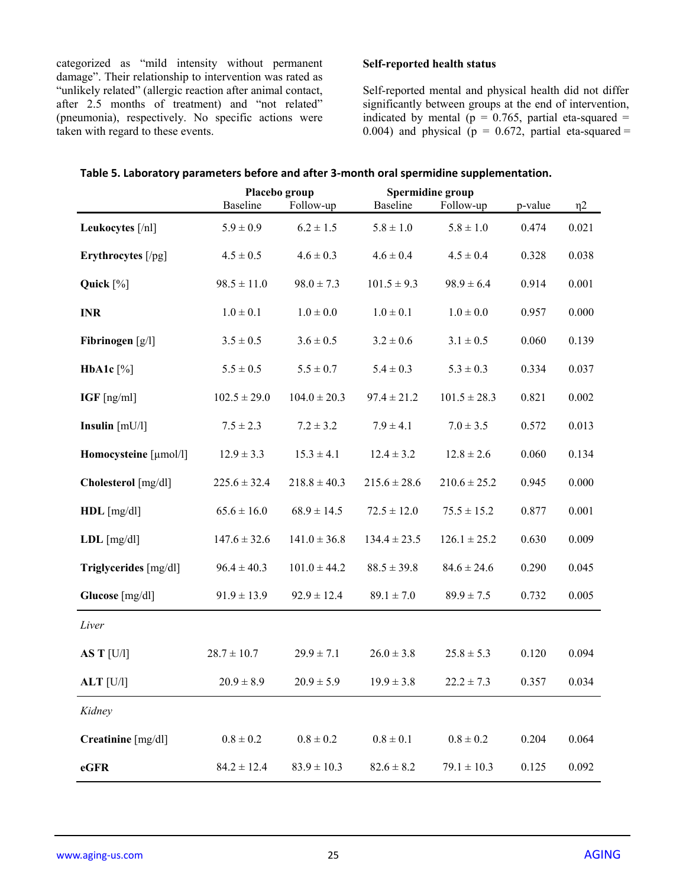categorized as "mild intensity without permanent damage". Their relationship to intervention was rated as "unlikely related" (allergic reaction after animal contact, after 2.5 months of treatment) and "not related" (pneumonia), respectively. No specific actions were taken with regard to these events.

### Self-reported health status

Self-reported mental and physical health did not differ significantly between groups at the end of intervention, indicated by mental ($p = 0.765$, partial eta-squared = 0.004) and physical ($p = 0.672$, partial eta-squared =

**Table 5. Laboratory parameters before and after 3-month oral spermidine supplementation.**

| | Placebo group | | Spermidine group | | | |
|---|---|---|---|---|---|---|
| | Baseline | Follow-up | Baseline | Follow-up | p-value | η2 |
| **Leukocytes** [/nl] | 5.9 ± 0.9 | 6.2 ± 1.5 | 5.8 ± 1.0 | 5.8 ± 1.0 | 0.474 | 0.021 |
| **Erythrocytes** [/pg] | 4.5 ± 0.5 | 4.6 ± 0.3 | 4.6 ± 0.4 | 4.5 ± 0.4 | 0.328 | 0.038 |
| **Quick** [%] | 98.5 ± 11.0 | 98.0 ± 7.3 | 101.5 ± 9.3 | 98.9 ± 6.4 | 0.914 | 0.001 |
| **INR** | 1.0 ± 0.1 | 1.0 ± 0.0 | 1.0 ± 0.1 | 1.0 ± 0.0 | 0.957 | 0.000 |
| **Fibrinogen** [g/l] | 3.5 ± 0.5 | 3.6 ± 0.5 | 3.2 ± 0.6 | 3.1 ± 0.5 | 0.060 | 0.139 |
| **HbA1c** [%] | 5.5 ± 0.5 | 5.5 ± 0.7 | 5.4 ± 0.3 | 5.3 ± 0.3 | 0.334 | 0.037 |
| **IGF** [ng/ml] | 102.5 ± 29.0 | 104.0 ± 20.3 | 97.4 ± 21.2 | 101.5 ± 28.3 | 0.821 | 0.002 |
| **Insulin** [mU/l] | 7.5 ± 2.3 | 7.2 ± 3.2 | 7.9 ± 4.1 | 7.0 ± 3.5 | 0.572 | 0.013 |
| **Homocysteine** [µmol/l] | 12.9 ± 3.3 | 15.3 ± 4.1 | 12.4 ± 3.2 | 12.8 ± 2.6 | 0.060 | 0.134 |
| **Cholesterol** [mg/dl] | 225.6 ± 32.4 | 218.8 ± 40.3 | 215.6 ± 28.6 | 210.6 ± 25.2 | 0.945 | 0.000 |
| **HDL** [mg/dl] | 65.6 ± 16.0 | 68.9 ± 14.5 | 72.5 ± 12.0 | 75.5 ± 15.2 | 0.877 | 0.001 |
| **LDL** [mg/dl] | 147.6 ± 32.6 | 141.0 ± 36.8 | 134.4 ± 23.5 | 126.1 ± 25.2 | 0.630 | 0.009 |
| **Triglycerides** [mg/dl] | 96.4 ± 40.3 | 101.0 ± 44.2 | 88.5 ± 39.8 | 84.6 ± 24.6 | 0.290 | 0.045 |
| **Glucose** [mg/dl] | 91.9 ± 13.9 | 92.9 ± 12.4 | 89.1 ± 7.0 | 89.9 ± 7.5 | 0.732 | 0.005 |
| *Liver* | | | | | | |
| **AS T** [U/l] | 28.7 ± 10.7 | 29.9 ± 7.1 | 26.0 ± 3.8 | 25.8 ± 5.3 | 0.120 | 0.094 |
| **ALT** [U/l] | 20.9 ± 8.9 | 20.9 ± 5.9 | 19.9 ± 3.8 | 22.2 ± 7.3 | 0.357 | 0.034 |
| *Kidney* | | | | | | |
| **Creatinine** [mg/dl] | 0.8 ± 0.2 | 0.8 ± 0.2 | 0.8 ± 0.1 | 0.8 ± 0.2 | 0.204 | 0.064 |
| **eGFR** | 84.2 ± 12.4 | 83.9 ± 10.3 | 82.6 ± 8.2 | 79.1 ± 10.3 | 0.125 | 0.092 |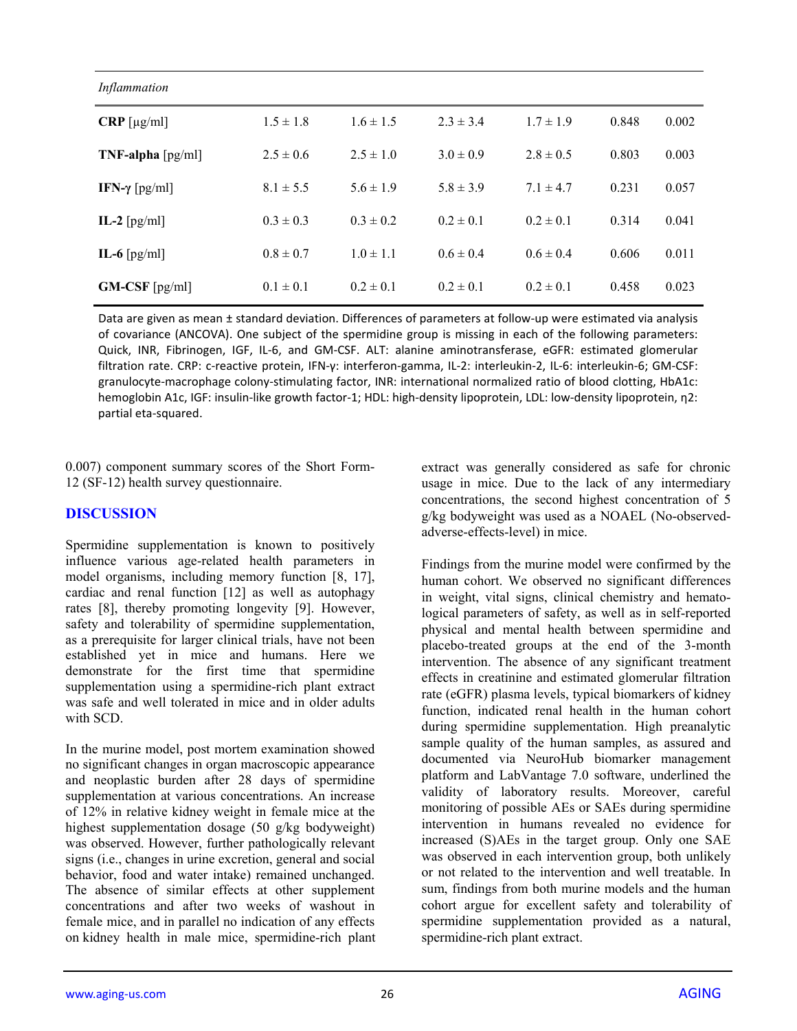| *Inflammation* | | | | | | |
|---|---|---|---|---|---|---|
| **CRP** [µg/ml] | 1.5 ± 1.8 | 1.6 ± 1.5 | 2.3 ± 3.4 | 1.7 ± 1.9 | 0.848 | 0.002 |
| **TNF-alpha** [pg/ml] | 2.5 ± 0.6 | 2.5 ± 1.0 | 3.0 ± 0.9 | 2.8 ± 0.5 | 0.803 | 0.003 |
| **IFN-γ** [pg/ml] | 8.1 ± 5.5 | 5.6 ± 1.9 | 5.8 ± 3.9 | 7.1 ± 4.7 | 0.231 | 0.057 |
| **IL-2** [pg/ml] | 0.3 ± 0.3 | 0.3 ± 0.2 | 0.2 ± 0.1 | 0.2 ± 0.1 | 0.314 | 0.041 |
| **IL-6** [pg/ml] | 0.8 ± 0.7 | 1.0 ± 1.1 | 0.6 ± 0.4 | 0.6 ± 0.4 | 0.606 | 0.011 |
| **GM-CSF** [pg/ml] | 0.1 ± 0.1 | 0.2 ± 0.1 | 0.2 ± 0.1 | 0.2 ± 0.1 | 0.458 | 0.023 |

Data are given as mean ± standard deviation. Differences of parameters at follow-up were estimated via analysis of covariance (ANCOVA). One subject of the spermidine group is missing in each of the following parameters: Quick, INR, Fibrinogen, IGF, IL-6, and GM-CSF. ALT: alanine aminotransferase, eGFR: estimated glomerular filtration rate. CRP: c-reactive protein, IFN-γ: interferon-gamma, IL-2: interleukin-2, IL-6: interleukin-6; GM-CSF: granulocyte-macrophage colony-stimulating factor, INR: international normalized ratio of blood clotting, HbA1c: hemoglobin A1c, IGF: insulin-like growth factor-1; HDL: high-density lipoprotein, LDL: low-density lipoprotein, η2: partial eta-squared.

0.007) component summary scores of the Short Form-12 (SF-12) health survey questionnaire.

## DISCUSSION

Spermidine supplementation is known to positively influence various age-related health parameters in model organisms, including memory function [8, 17], cardiac and renal function [12] as well as autophagy rates [8], thereby promoting longevity [9]. However, safety and tolerability of spermidine supplementation, as a prerequisite for larger clinical trials, have not been established yet in mice and humans. Here we demonstrate for the first time that spermidine supplementation using a spermidine-rich plant extract was safe and well tolerated in mice and in older adults with SCD.

In the murine model, post mortem examination showed no significant changes in organ macroscopic appearance and neoplastic burden after 28 days of spermidine supplementation at various concentrations. An increase of 12% in relative kidney weight in female mice at the highest supplementation dosage (50 g/kg bodyweight) was observed. However, further pathologically relevant signs (i.e., changes in urine excretion, general and social behavior, food and water intake) remained unchanged. The absence of similar effects at other supplement concentrations and after two weeks of washout in female mice, and in parallel no indication of any effects on kidney health in male mice, spermidine-rich plant extract was generally considered as safe for chronic usage in mice. Due to the lack of any intermediary concentrations, the second highest concentration of 5 g/kg bodyweight was used as a NOAEL (No-observed-adverse-effects-level) in mice.

Findings from the murine model were confirmed by the human cohort. We observed no significant differences in weight, vital signs, clinical chemistry and hematological parameters of safety, as well as in self-reported physical and mental health between spermidine and placebo-treated groups at the end of the 3-month intervention. The absence of any significant treatment effects in creatinine and estimated glomerular filtration rate (eGFR) plasma levels, typical biomarkers of kidney function, indicated renal health in the human cohort during spermidine supplementation. High preanalytic sample quality of the human samples, as assured and documented via NeuroHub biomarker management platform and LabVantage 7.0 software, underlined the validity of laboratory results. Moreover, careful monitoring of possible AEs or SAEs during spermidine intervention in humans revealed no evidence for increased (S)AEs in the target group. Only one SAE was observed in each intervention group, both unlikely or not related to the intervention and well treatable. In sum, findings from both murine models and the human cohort argue for excellent safety and tolerability of spermidine supplementation provided as a natural, spermidine-rich plant extract.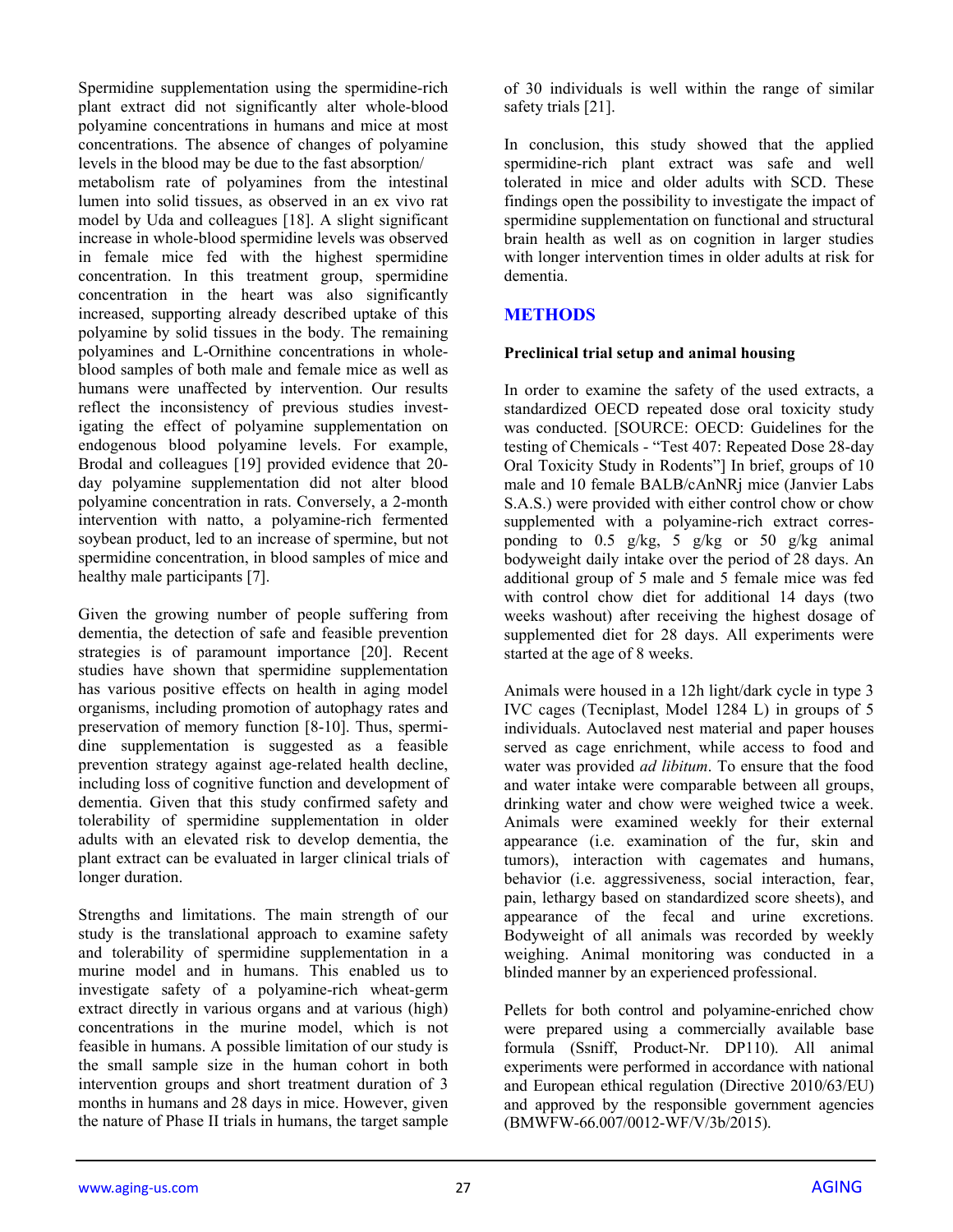Spermidine supplementation using the spermidine-rich plant extract did not significantly alter whole-blood polyamine concentrations in humans and mice at most concentrations. The absence of changes of polyamine levels in the blood may be due to the fast absorption/ metabolism rate of polyamines from the intestinal lumen into solid tissues, as observed in an ex vivo rat model by Uda and colleagues [18]. A slight significant increase in whole-blood spermidine levels was observed in female mice fed with the highest spermidine concentration. In this treatment group, spermidine concentration in the heart was also significantly increased, supporting already described uptake of this polyamine by solid tissues in the body. The remaining polyamines and L-Ornithine concentrations in whole-blood samples of both male and female mice as well as humans were unaffected by intervention. Our results reflect the inconsistency of previous studies investigating the effect of polyamine supplementation on endogenous blood polyamine levels. For example, Brodal and colleagues [19] provided evidence that 20-day polyamine supplementation did not alter blood polyamine concentration in rats. Conversely, a 2-month intervention with natto, a polyamine-rich fermented soybean product, led to an increase of spermine, but not spermidine concentration, in blood samples of mice and healthy male participants [7].

Given the growing number of people suffering from dementia, the detection of safe and feasible prevention strategies is of paramount importance [20]. Recent studies have shown that spermidine supplementation has various positive effects on health in aging model organisms, including promotion of autophagy rates and preservation of memory function [8-10]. Thus, spermidine supplementation is suggested as a feasible prevention strategy against age-related health decline, including loss of cognitive function and development of dementia. Given that this study confirmed safety and tolerability of spermidine supplementation in older adults with an elevated risk to develop dementia, the plant extract can be evaluated in larger clinical trials of longer duration.

Strengths and limitations. The main strength of our study is the translational approach to examine safety and tolerability of spermidine supplementation in a murine model and in humans. This enabled us to investigate safety of a polyamine-rich wheat-germ extract directly in various organs and at various (high) concentrations in the murine model, which is not feasible in humans. A possible limitation of our study is the small sample size in the human cohort in both intervention groups and short treatment duration of 3 months in humans and 28 days in mice. However, given the nature of Phase II trials in humans, the target sample of 30 individuals is well within the range of similar safety trials [21].

In conclusion, this study showed that the applied spermidine-rich plant extract was safe and well tolerated in mice and older adults with SCD. These findings open the possibility to investigate the impact of spermidine supplementation on functional and structural brain health as well as on cognition in larger studies with longer intervention times in older adults at risk for dementia.

## METHODS

### Preclinical trial setup and animal housing

In order to examine the safety of the used extracts, a standardized OECD repeated dose oral toxicity study was conducted. [SOURCE: OECD: Guidelines for the testing of Chemicals - "Test 407: Repeated Dose 28-day Oral Toxicity Study in Rodents"] In brief, groups of 10 male and 10 female BALB/cAnNRj mice (Janvier Labs S.A.S.) were provided with either control chow or chow supplemented with a polyamine-rich extract corresponding to 0.5 g/kg, 5 g/kg or 50 g/kg animal bodyweight daily intake over the period of 28 days. An additional group of 5 male and 5 female mice was fed with control chow diet for additional 14 days (two weeks washout) after receiving the highest dosage of supplemented diet for 28 days. All experiments were started at the age of 8 weeks.

Animals were housed in a 12h light/dark cycle in type 3 IVC cages (Tecniplast, Model 1284 L) in groups of 5 individuals. Autoclaved nest material and paper houses served as cage enrichment, while access to food and water was provided *ad libitum*. To ensure that the food and water intake were comparable between all groups, drinking water and chow were weighed twice a week. Animals were examined weekly for their external appearance (i.e. examination of the fur, skin and tumors), interaction with cagemates and humans, behavior (i.e. aggressiveness, social interaction, fear, pain, lethargy based on standardized score sheets), and appearance of the fecal and urine excretions. Bodyweight of all animals was recorded by weekly weighing. Animal monitoring was conducted in a blinded manner by an experienced professional.

Pellets for both control and polyamine-enriched chow were prepared using a commercially available base formula (Ssniff, Product-Nr. DP110). All animal experiments were performed in accordance with national and European ethical regulation (Directive 2010/63/EU) and approved by the responsible government agencies (BMWFW-66.007/0012-WF/V/3b/2015).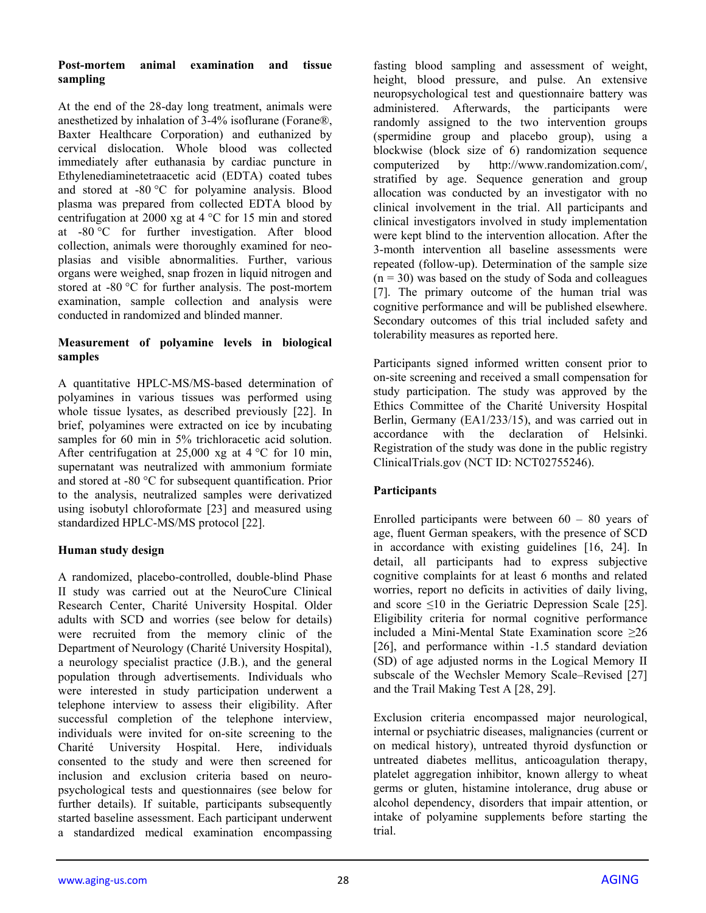**Post-mortem animal examination and tissue sampling**

At the end of the 28-day long treatment, animals were anesthetized by inhalation of 3-4% isoflurane (Forane®, Baxter Healthcare Corporation) and euthanized by cervical dislocation. Whole blood was collected immediately after euthanasia by cardiac puncture in Ethylenediaminetetraacetic acid (EDTA) coated tubes and stored at -80 °C for polyamine analysis. Blood plasma was prepared from collected EDTA blood by centrifugation at 2000 xg at 4 °C for 15 min and stored at -80 °C for further investigation. After blood collection, animals were thoroughly examined for neoplasias and visible abnormalities. Further, various organs were weighed, snap frozen in liquid nitrogen and stored at -80 °C for further analysis. The post-mortem examination, sample collection and analysis were conducted in randomized and blinded manner.

**Measurement of polyamine levels in biological samples**

A quantitative HPLC-MS/MS-based determination of polyamines in various tissues was performed using whole tissue lysates, as described previously [22]. In brief, polyamines were extracted on ice by incubating samples for 60 min in 5% trichloracetic acid solution. After centrifugation at 25,000 xg at 4 °C for 10 min, supernatant was neutralized with ammonium formiate and stored at -80 °C for subsequent quantification. Prior to the analysis, neutralized samples were derivatized using isobutyl chloroformate [23] and measured using standardized HPLC-MS/MS protocol [22].

**Human study design**

A randomized, placebo-controlled, double-blind Phase II study was carried out at the NeuroCure Clinical Research Center, Charité University Hospital. Older adults with SCD and worries (see below for details) were recruited from the memory clinic of the Department of Neurology (Charité University Hospital), a neurology specialist practice (J.B.), and the general population through advertisements. Individuals who were interested in study participation underwent a telephone interview to assess their eligibility. After successful completion of the telephone interview, individuals were invited for on-site screening to the Charité University Hospital. Here, individuals consented to the study and were then screened for inclusion and exclusion criteria based on neuropsychological tests and questionnaires (see below for further details). If suitable, participants subsequently started baseline assessment. Each participant underwent a standardized medical examination encompassing fasting blood sampling and assessment of weight, height, blood pressure, and pulse. An extensive neuropsychological test and questionnaire battery was administered. Afterwards, the participants were randomly assigned to the two intervention groups (spermidine group and placebo group), using a blockwise (block size of 6) randomization sequence computerized by http://www.randomization.com/, stratified by age. Sequence generation and group allocation was conducted by an investigator with no clinical involvement in the trial. All participants and clinical investigators involved in study implementation were kept blind to the intervention allocation. After the 3-month intervention all baseline assessments were repeated (follow-up). Determination of the sample size ($n = 30$) was based on the study of Soda and colleagues [7]. The primary outcome of the human trial was cognitive performance and will be published elsewhere. Secondary outcomes of this trial included safety and tolerability measures as reported here.

Participants signed informed written consent prior to on-site screening and received a small compensation for study participation. The study was approved by the Ethics Committee of the Charité University Hospital Berlin, Germany (EA1/233/15), and was carried out in accordance with the declaration of Helsinki. Registration of the study was done in the public registry ClinicalTrials.gov (NCT ID: NCT02755246).

**Participants**

Enrolled participants were between 60 – 80 years of age, fluent German speakers, with the presence of SCD in accordance with existing guidelines [16, 24]. In detail, all participants had to express subjective cognitive complaints for at least 6 months and related worries, report no deficits in activities of daily living, and score ≤10 in the Geriatric Depression Scale [25]. Eligibility criteria for normal cognitive performance included a Mini-Mental State Examination score ≥26 [26], and performance within -1.5 standard deviation (SD) of age adjusted norms in the Logical Memory II subscale of the Wechsler Memory Scale–Revised [27] and the Trail Making Test A [28, 29].

Exclusion criteria encompassed major neurological, internal or psychiatric diseases, malignancies (current or on medical history), untreated thyroid dysfunction or untreated diabetes mellitus, anticoagulation therapy, platelet aggregation inhibitor, known allergy to wheat germs or gluten, histamine intolerance, drug abuse or alcohol dependency, disorders that impair attention, or intake of polyamine supplements before starting the trial.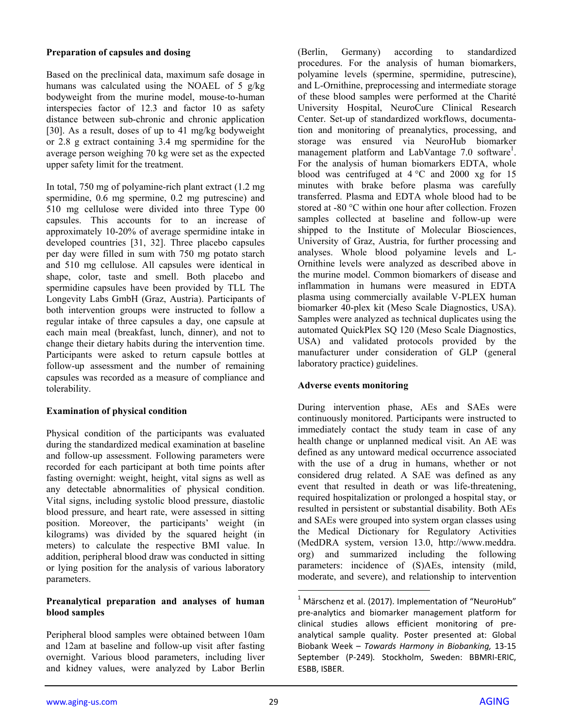**Preparation of capsules and dosing**

Based on the preclinical data, maximum safe dosage in humans was calculated using the NOAEL of 5 g/kg bodyweight from the murine model, mouse-to-human interspecies factor of 12.3 and factor 10 as safety distance between sub-chronic and chronic application [30]. As a result, doses of up to 41 mg/kg bodyweight or 2.8 g extract containing 3.4 mg spermidine for the average person weighing 70 kg were set as the expected upper safety limit for the treatment.

In total, 750 mg of polyamine-rich plant extract (1.2 mg spermidine, 0.6 mg spermine, 0.2 mg putrescine) and 510 mg cellulose were divided into three Type 00 capsules. This accounts for to an increase of approximately 10-20% of average spermidine intake in developed countries [31, 32]. Three placebo capsules per day were filled in sum with 750 mg potato starch and 510 mg cellulose. All capsules were identical in shape, color, taste and smell. Both placebo and spermidine capsules have been provided by TLL The Longevity Labs GmbH (Graz, Austria). Participants of both intervention groups were instructed to follow a regular intake of three capsules a day, one capsule at each main meal (breakfast, lunch, dinner), and not to change their dietary habits during the intervention time. Participants were asked to return capsule bottles at follow-up assessment and the number of remaining capsules was recorded as a measure of compliance and tolerability.

**Examination of physical condition**

Physical condition of the participants was evaluated during the standardized medical examination at baseline and follow-up assessment. Following parameters were recorded for each participant at both time points after fasting overnight: weight, height, vital signs as well as any detectable abnormalities of physical condition. Vital signs, including systolic blood pressure, diastolic blood pressure, and heart rate, were assessed in sitting position. Moreover, the participants' weight (in kilograms) was divided by the squared height (in meters) to calculate the respective BMI value. In addition, peripheral blood draw was conducted in sitting or lying position for the analysis of various laboratory parameters.

**Preanalytical preparation and analyses of human blood samples**

Peripheral blood samples were obtained between 10am and 12am at baseline and follow-up visit after fasting overnight. Various blood parameters, including liver and kidney values, were analyzed by Labor Berlin (Berlin, Germany) according to standardized procedures. For the analysis of human biomarkers, polyamine levels (spermine, spermidine, putrescine), and L-Ornithine, preprocessing and intermediate storage of these blood samples were performed at the Charité University Hospital, NeuroCure Clinical Research Center. Set-up of standardized workflows, documentation and monitoring of preanalytics, processing, and storage was ensured via NeuroHub biomarker management platform and LabVantage 7.0 software[1]. For the analysis of human biomarkers EDTA, whole blood was centrifuged at 4 °C and 2000 xg for 15 minutes with brake before plasma was carefully transferred. Plasma and EDTA whole blood had to be stored at -80 °C within one hour after collection. Frozen samples collected at baseline and follow-up were shipped to the Institute of Molecular Biosciences, University of Graz, Austria, for further processing and analyses. Whole blood polyamine levels and L-Ornithine levels were analyzed as described above in the murine model. Common biomarkers of disease and inflammation in humans were measured in EDTA plasma using commercially available V-PLEX human biomarker 40-plex kit (Meso Scale Diagnostics, USA). Samples were analyzed as technical duplicates using the automated QuickPlex SQ 120 (Meso Scale Diagnostics, USA) and validated protocols provided by the manufacturer under consideration of GLP (general laboratory practice) guidelines.

**Adverse events monitoring**

During intervention phase, AEs and SAEs were continuously monitored. Participants were instructed to immediately contact the study team in case of any health change or unplanned medical visit. An AE was defined as any untoward medical occurrence associated with the use of a drug in humans, whether or not considered drug related. A SAE was defined as any event that resulted in death or was life-threatening, required hospitalization or prolonged a hospital stay, or resulted in persistent or substantial disability. Both AEs and SAEs were grouped into system organ classes using the Medical Dictionary for Regulatory Activities (MedDRA system, version 13.0, http://www.meddra.org) and summarized including the following parameters: incidence of (S)AEs, intensity (mild, moderate, and severe), and relationship to intervention

---

[1] Märschenz et al. (2017). Implementation of "NeuroHub" pre-analytics and biomarker management platform for clinical studies allows efficient monitoring of pre-analytical sample quality. Poster presented at: Global Biobank Week – *Towards Harmony in Biobanking,* 13-15 September (P-249). Stockholm, Sweden: BBMRI-ERIC, ESBB, ISBER.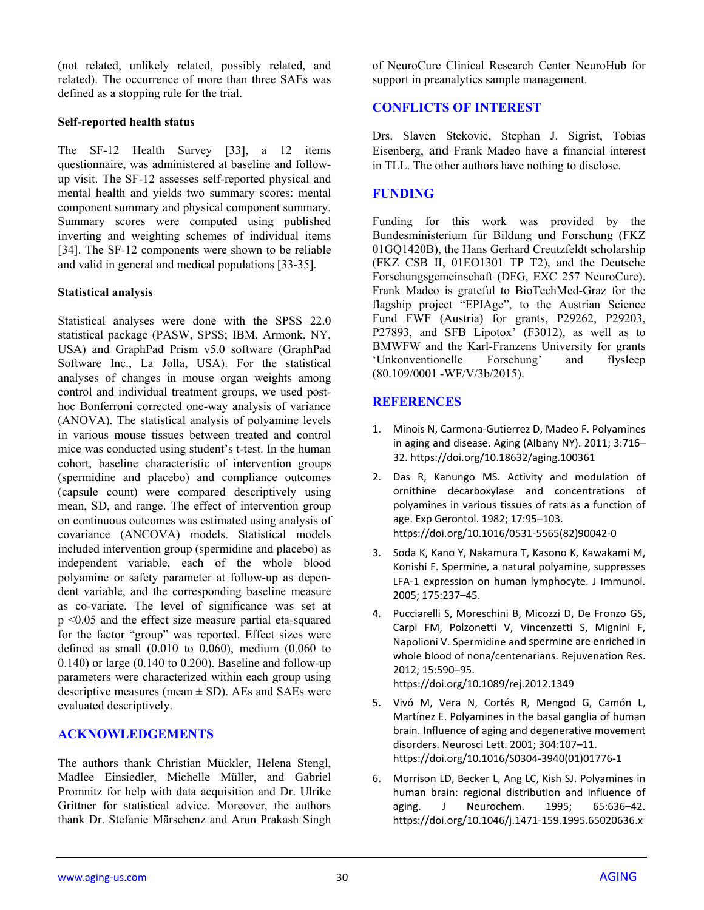(not related, unlikely related, possibly related, and related). The occurrence of more than three SAEs was defined as a stopping rule for the trial.

**Self-reported health status**

The SF-12 Health Survey [33], a 12 items questionnaire, was administered at baseline and follow-up visit. The SF-12 assesses self-reported physical and mental health and yields two summary scores: mental component summary and physical component summary. Summary scores were computed using published inverting and weighting schemes of individual items [34]. The SF-12 components were shown to be reliable and valid in general and medical populations [33-35].

**Statistical analysis**

Statistical analyses were done with the SPSS 22.0 statistical package (PASW, SPSS; IBM, Armonk, NY, USA) and GraphPad Prism v5.0 software (GraphPad Software Inc., La Jolla, USA). For the statistical analyses of changes in mouse organ weights among control and individual treatment groups, we used post-hoc Bonferroni corrected one-way analysis of variance (ANOVA). The statistical analysis of polyamine levels in various mouse tissues between treated and control mice was conducted using student's t-test. In the human cohort, baseline characteristic of intervention groups (spermidine and placebo) and compliance outcomes (capsule count) were compared descriptively using mean, SD, and range. The effect of intervention group on continuous outcomes was estimated using analysis of covariance (ANCOVA) models. Statistical models included intervention group (spermidine and placebo) as independent variable, each of the whole blood polyamine or safety parameter at follow-up as dependent variable, and the corresponding baseline measure as co-variate. The level of significance was set at $p < 0.05$ and the effect size measure partial eta-squared for the factor "group" was reported. Effect sizes were defined as small (0.010 to 0.060), medium (0.060 to 0.140) or large (0.140 to 0.200). Baseline and follow-up parameters were characterized within each group using descriptive measures (mean ± SD). AEs and SAEs were evaluated descriptively.

## ACKNOWLEDGEMENTS

The authors thank Christian Mückler, Helena Stengl, Madlee Einsiedler, Michelle Müller, and Gabriel Promnitz for help with data acquisition and Dr. Ulrike Grittner for statistical advice. Moreover, the authors thank Dr. Stefanie Märschenz and Arun Prakash Singh of NeuroCure Clinical Research Center NeuroHub for support in preanalytics sample management.

## CONFLICTS OF INTEREST

Drs. Slaven Stekovic, Stephan J. Sigrist, Tobias Eisenberg, and Frank Madeo have a financial interest in TLL. The other authors have nothing to disclose.

## FUNDING

Funding for this work was provided by the Bundesministerium für Bildung und Forschung (FKZ 01GQ1420B), the Hans Gerhard Creutzfeldt scholarship (FKZ CSB II, 01EO1301 TP T2), and the Deutsche Forschungsgemeinschaft (DFG, EXC 257 NeuroCure). Frank Madeo is grateful to BioTechMed-Graz for the flagship project "EPIAge", to the Austrian Science Fund FWF (Austria) for grants, P29262, P29203, P27893, and SFB Lipotox' (F3012), as well as to BMWFW and the Karl-Franzens University for grants 'Unkonventionelle Forschung' and flysleep (80.109/0001 -WF/V/3b/2015).

## REFERENCES

1. Minois N, Carmona-Gutierrez D, Madeo F. Polyamines in aging and disease. Aging (Albany NY). 2011; 3:716–32. https://doi.org/10.18632/aging.100361

2. Das R, Kanungo MS. Activity and modulation of ornithine decarboxylase and concentrations of polyamines in various tissues of rats as a function of age. Exp Gerontol. 1982; 17:95–103. https://doi.org/10.1016/0531-5565(82)90042-0

3. Soda K, Kano Y, Nakamura T, Kasono K, Kawakami M, Konishi F. Spermine, a natural polyamine, suppresses LFA-1 expression on human lymphocyte. J Immunol. 2005; 175:237–45.

4. Pucciarelli S, Moreschini B, Micozzi D, De Fronzo GS, Carpi FM, Polzonetti V, Vincenzetti S, Mignini F, Napolioni V. Spermidine and spermine are enriched in whole blood of nona/centenarians. Rejuvenation Res. 2012; 15:590–95. https://doi.org/10.1089/rej.2012.1349

5. Vivó M, Vera N, Cortés R, Mengod G, Camón L, Martínez E. Polyamines in the basal ganglia of human brain. Influence of aging and degenerative movement disorders. Neurosci Lett. 2001; 304:107–11. https://doi.org/10.1016/S0304-3940(01)01776-1

6. Morrison LD, Becker L, Ang LC, Kish SJ. Polyamines in human brain: regional distribution and influence of aging. J Neurochem. 1995; 65:636–42. https://doi.org/10.1046/j.1471-159.1995.65020636.x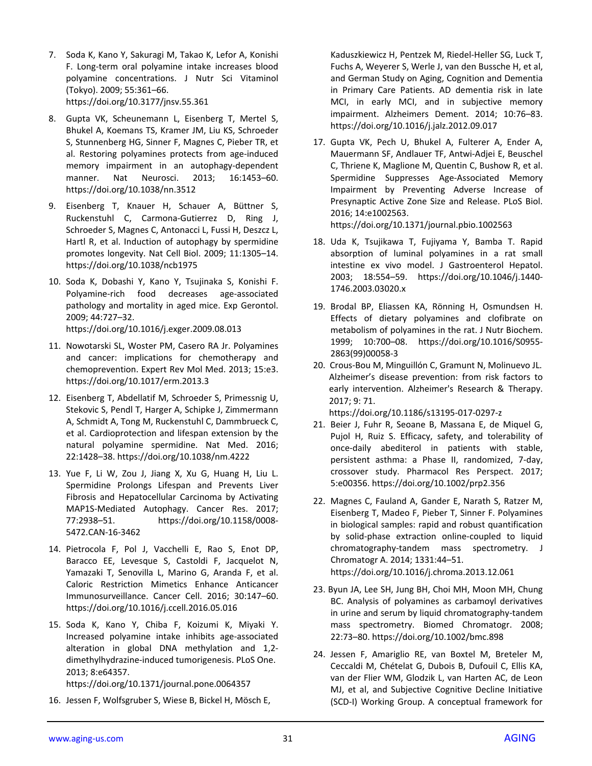7. Soda K, Kano Y, Sakuragi M, Takao K, Lefor A, Konishi F. Long-term oral polyamine intake increases blood polyamine concentrations. J Nutr Sci Vitaminol (Tokyo). 2009; 55:361–66. https://doi.org/10.3177/jnsv.55.361

8. Gupta VK, Scheunemann L, Eisenberg T, Mertel S, Bhukel A, Koemans TS, Kramer JM, Liu KS, Schroeder S, Stunnenberg HG, Sinner F, Magnes C, Pieber TR, et al. Restoring polyamines protects from age-induced memory impairment in an autophagy-dependent manner. Nat Neurosci. 2013; 16:1453–60. https://doi.org/10.1038/nn.3512

9. Eisenberg T, Knauer H, Schauer A, Büttner S, Ruckenstuhl C, Carmona-Gutierrez D, Ring J, Schroeder S, Magnes C, Antonacci L, Fussi H, Deszcz L, Hartl R, et al. Induction of autophagy by spermidine promotes longevity. Nat Cell Biol. 2009; 11:1305–14. https://doi.org/10.1038/ncb1975

10. Soda K, Dobashi Y, Kano Y, Tsujinaka S, Konishi F. Polyamine-rich food decreases age-associated pathology and mortality in aged mice. Exp Gerontol. 2009; 44:727–32. https://doi.org/10.1016/j.exger.2009.08.013

11. Nowotarski SL, Woster PM, Casero RA Jr. Polyamines and cancer: implications for chemotherapy and chemoprevention. Expert Rev Mol Med. 2013; 15:e3. https://doi.org/10.1017/erm.2013.3

12. Eisenberg T, Abdellatif M, Schroeder S, Primessnig U, Stekovic S, Pendl T, Harger A, Schipke J, Zimmermann A, Schmidt A, Tong M, Ruckenstuhl C, Dammbrueck C, et al. Cardioprotection and lifespan extension by the natural polyamine spermidine. Nat Med. 2016; 22:1428–38. https://doi.org/10.1038/nm.4222

13. Yue F, Li W, Zou J, Jiang X, Xu G, Huang H, Liu L. Spermidine Prolongs Lifespan and Prevents Liver Fibrosis and Hepatocellular Carcinoma by Activating MAP1S-Mediated Autophagy. Cancer Res. 2017; 77:2938–51. https://doi.org/10.1158/0008-5472.CAN-16-3462

14. Pietrocola F, Pol J, Vacchelli E, Rao S, Enot DP, Baracco EE, Levesque S, Castoldi F, Jacquelot N, Yamazaki T, Senovilla L, Marino G, Aranda F, et al. Caloric Restriction Mimetics Enhance Anticancer Immunosurveillance. Cancer Cell. 2016; 30:147–60. https://doi.org/10.1016/j.ccell.2016.05.016

15. Soda K, Kano Y, Chiba F, Koizumi K, Miyaki Y. Increased polyamine intake inhibits age-associated alteration in global DNA methylation and 1,2-dimethylhydrazine-induced tumorigenesis. PLoS One. 2013; 8:e64357. https://doi.org/10.1371/journal.pone.0064357

16. Jessen F, Wolfsgruber S, Wiese B, Bickel H, Mösch E, Kaduszkiewicz H, Pentzek M, Riedel-Heller SG, Luck T, Fuchs A, Weyerer S, Werle J, van den Bussche H, et al, and German Study on Aging, Cognition and Dementia in Primary Care Patients. AD dementia risk in late MCI, in early MCI, and in subjective memory impairment. Alzheimers Dement. 2014; 10:76–83. https://doi.org/10.1016/j.jalz.2012.09.017

17. Gupta VK, Pech U, Bhukel A, Fulterer A, Ender A, Mauermann SF, Andlauer TF, Antwi-Adjei E, Beuschel C, Thriene K, Maglione M, Quentin C, Bushow R, et al. Spermidine Suppresses Age-Associated Memory Impairment by Preventing Adverse Increase of Presynaptic Active Zone Size and Release. PLoS Biol. 2016; 14:e1002563. https://doi.org/10.1371/journal.pbio.1002563

18. Uda K, Tsujikawa T, Fujiyama Y, Bamba T. Rapid absorption of luminal polyamines in a rat small intestine ex vivo model. J Gastroenterol Hepatol. 2003; 18:554–59. https://doi.org/10.1046/j.1440-1746.2003.03020.x

19. Brodal BP, Eliassen KA, Rönning H, Osmundsen H. Effects of dietary polyamines and clofibrate on metabolism of polyamines in the rat. J Nutr Biochem. 1999; 10:700–08. https://doi.org/10.1016/S0955-2863(99)00058-3

20. Crous-Bou M, Minguillón C, Gramunt N, Molinuevo JL. Alzheimer's disease prevention: from risk factors to early intervention. Alzheimer's Research & Therapy. 2017; 9: 71. https://doi.org/10.1186/s13195-017-0297-z

21. Beier J, Fuhr R, Seoane B, Massana E, de Miquel G, Pujol H, Ruiz S. Efficacy, safety, and tolerability of once-daily abediterol in patients with stable, persistent asthma: a Phase II, randomized, 7-day, crossover study. Pharmacol Res Perspect. 2017; 5:e00356. https://doi.org/10.1002/prp2.356

22. Magnes C, Fauland A, Gander E, Narath S, Ratzer M, Eisenberg T, Madeo F, Pieber T, Sinner F. Polyamines in biological samples: rapid and robust quantification by solid-phase extraction online-coupled to liquid chromatography-tandem mass spectrometry. J Chromatogr A. 2014; 1331:44–51. https://doi.org/10.1016/j.chroma.2013.12.061

23. Byun JA, Lee SH, Jung BH, Choi MH, Moon MH, Chung BC. Analysis of polyamines as carbamoyl derivatives in urine and serum by liquid chromatography-tandem mass spectrometry. Biomed Chromatogr. 2008; 22:73–80. https://doi.org/10.1002/bmc.898

24. Jessen F, Amariglio RE, van Boxtel M, Breteler M, Ceccaldi M, Chételat G, Dubois B, Dufouil C, Ellis KA, van der Flier WM, Glodzik L, van Harten AC, de Leon MJ, et al, and Subjective Cognitive Decline Initiative (SCD-I) Working Group. A conceptual framework for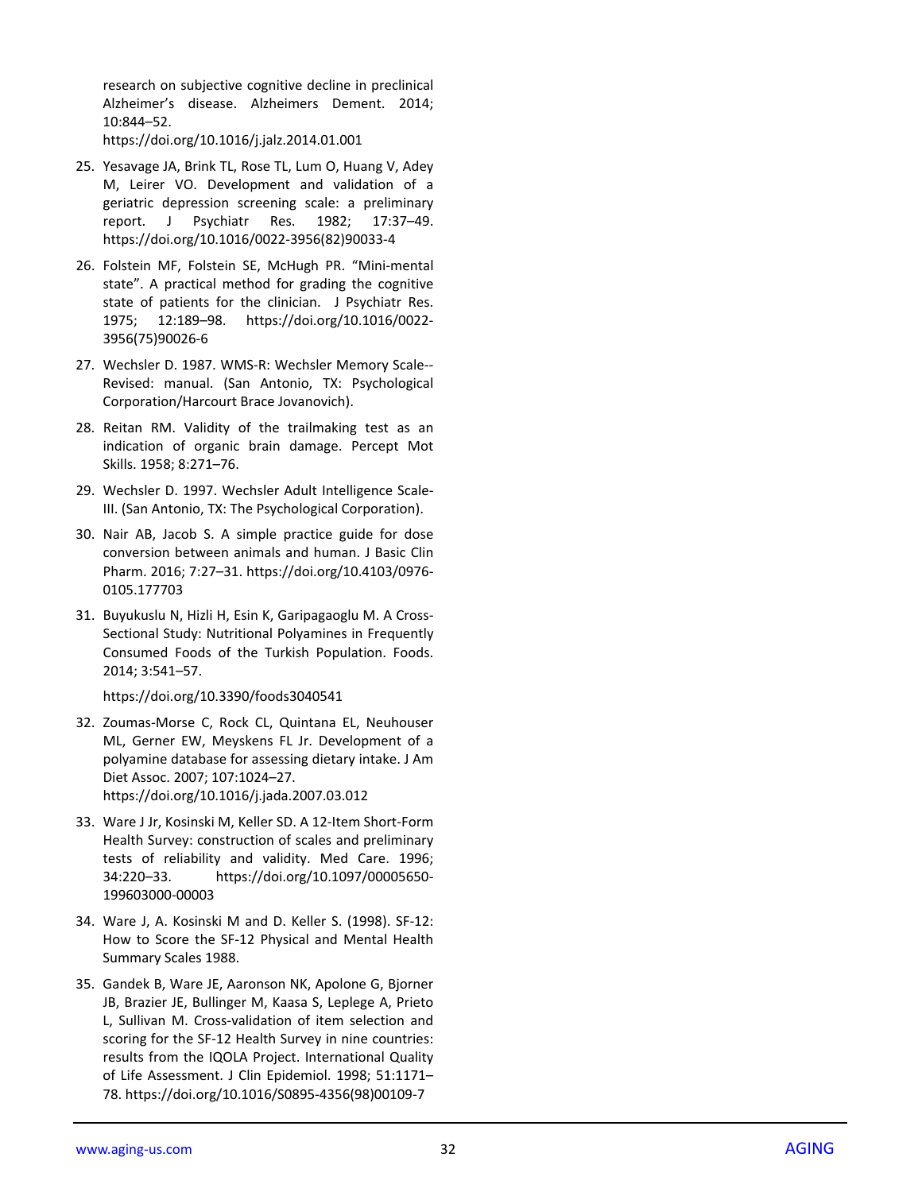research on subjective cognitive decline in preclinical Alzheimer's disease. Alzheimers Dement. 2014; 10:844–52. https://doi.org/10.1016/j.jalz.2014.01.001

25. Yesavage JA, Brink TL, Rose TL, Lum O, Huang V, Adey M, Leirer VO. Development and validation of a geriatric depression screening scale: a preliminary report. J Psychiatr Res. 1982; 17:37–49. https://doi.org/10.1016/0022-3956(82)90033-4

26. Folstein MF, Folstein SE, McHugh PR. "Mini-mental state". A practical method for grading the cognitive state of patients for the clinician. J Psychiatr Res. 1975; 12:189–98. https://doi.org/10.1016/0022-3956(75)90026-6

27. Wechsler D. 1987. WMS-R: Wechsler Memory Scale--Revised: manual. (San Antonio, TX: Psychological Corporation/Harcourt Brace Jovanovich).

28. Reitan RM. Validity of the trailmaking test as an indication of organic brain damage. Percept Mot Skills. 1958; 8:271–76.

29. Wechsler D. 1997. Wechsler Adult Intelligence Scale-III. (San Antonio, TX: The Psychological Corporation).

30. Nair AB, Jacob S. A simple practice guide for dose conversion between animals and human. J Basic Clin Pharm. 2016; 7:27–31. https://doi.org/10.4103/0976-0105.177703

31. Buyukuslu N, Hizli H, Esin K, Garipagaoglu M. A Cross-Sectional Study: Nutritional Polyamines in Frequently Consumed Foods of the Turkish Population. Foods. 2014; 3:541–57. https://doi.org/10.3390/foods3040541

32. Zoumas-Morse C, Rock CL, Quintana EL, Neuhouser ML, Gerner EW, Meyskens FL Jr. Development of a polyamine database for assessing dietary intake. J Am Diet Assoc. 2007; 107:1024–27. https://doi.org/10.1016/j.jada.2007.03.012

33. Ware J Jr, Kosinski M, Keller SD. A 12-Item Short-Form Health Survey: construction of scales and preliminary tests of reliability and validity. Med Care. 1996; 34:220–33. https://doi.org/10.1097/00005650-199603000-00003

34. Ware J, A. Kosinski M and D. Keller S. (1998). SF-12: How to Score the SF-12 Physical and Mental Health Summary Scales 1988.

35. Gandek B, Ware JE, Aaronson NK, Apolone G, Bjorner JB, Brazier JE, Bullinger M, Kaasa S, Leplege A, Prieto L, Sullivan M. Cross-validation of item selection and scoring for the SF-12 Health Survey in nine countries: results from the IQOLA Project. International Quality of Life Assessment. J Clin Epidemiol. 1998; 51:1171–78. https://doi.org/10.1016/S0895-4356(98)00109-7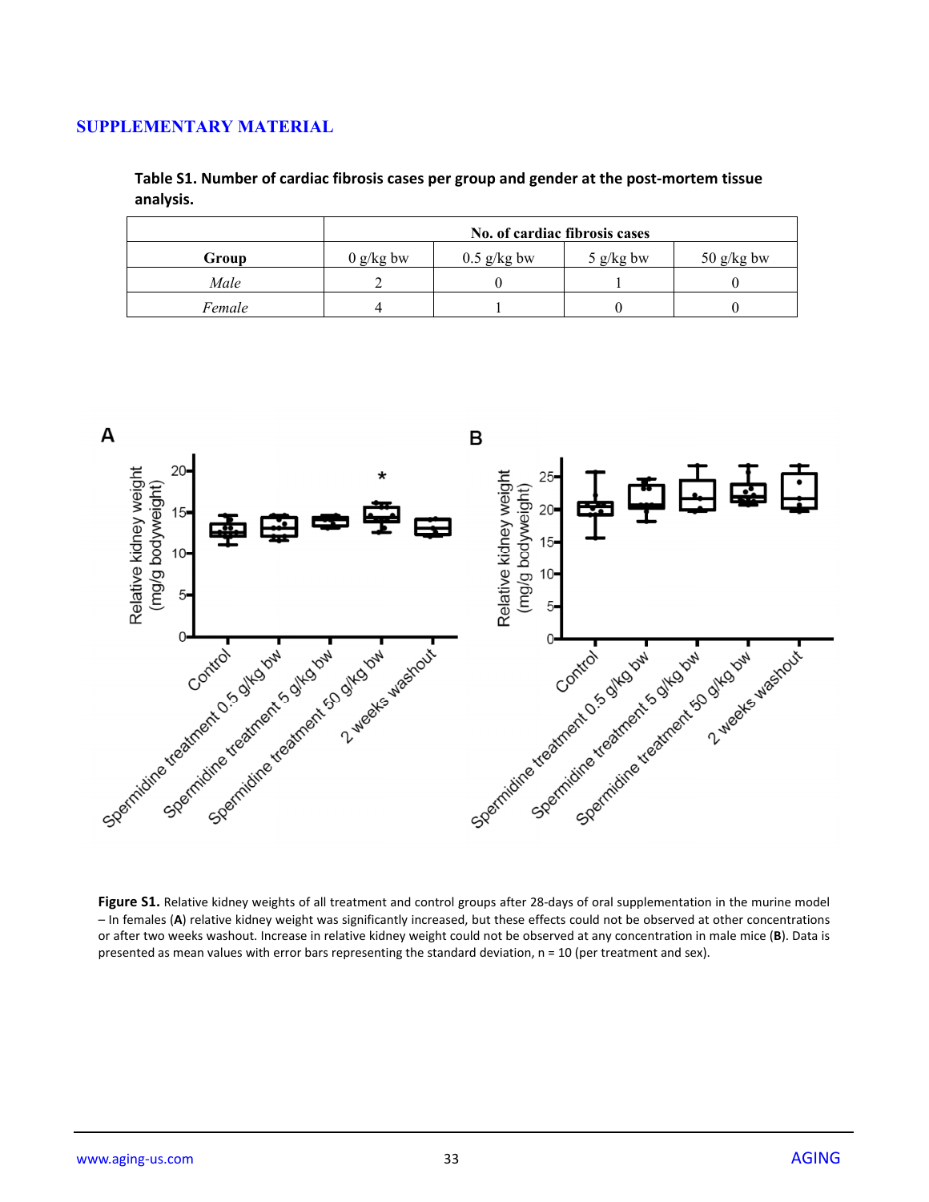## SUPPLEMENTARY MATERIAL

**Table S1. Number of cardiac fibrosis cases per group and gender at the post-mortem tissue analysis.**

| | No. of cardiac fibrosis cases | | | |
|---|---|---|---|---|
| **Group** | 0 g/kg bw | 0.5 g/kg bw | 5 g/kg bw | 50 g/kg bw |
| *Male* | 2 | 0 | 1 | 0 |
| *Female* | 4 | 1 | 0 | 0 |

A

Relative kidney weight (mg/g bodyweight)

0
5
10
15
20

*

Control
Spermidine treatment 0.5 g/kg bw
Spermidine treatment 5 g/kg bw
Spermidine treatment 50 g/kg bw
2 weeks washout

B

Relative kidney weight (mg/g bodyweight)

0
5
10
15
20
25

Control
Spermidine treatment 0.5 g/kg bw
Spermidine treatment 5 g/kg bw
Spermidine treatment 50 g/kg bw
2 weeks washout

**Figure S1.** Relative kidney weights of all treatment and control groups after 28-days of oral supplementation in the murine model – In females (**A**) relative kidney weight was significantly increased, but these effects could not be observed at other concentrations or after two weeks washout. Increase in relative kidney weight could not be observed at any concentration in male mice (**B**). Data is presented as mean values with error bars representing the standard deviation, n = 10 (per treatment and sex).